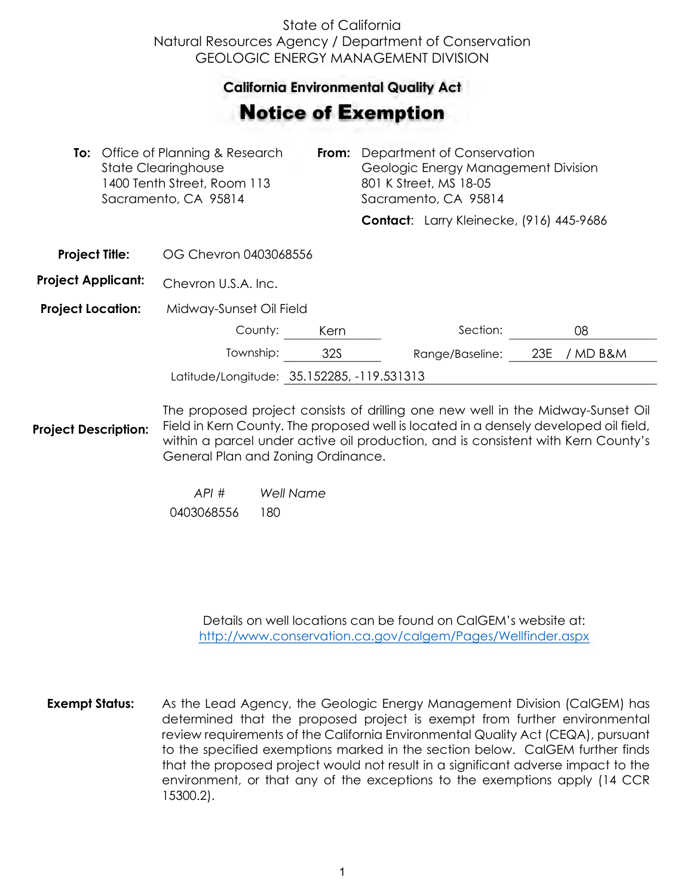State of California
Natural Resources Agency / Department of Conservation
GEOLOGIC ENERGY MANAGEMENT DIVISION

**California Environmental Quality Act**

# Notice of Exemption

**To:** Office of Planning & Research
State Clearinghouse
1400 Tenth Street, Room 113
Sacramento, CA 95814

**From:** Department of Conservation
Geologic Energy Management Division
801 K Street, MS 18-05
Sacramento, CA 95814

**Contact:** Larry Kleinecke, (916) 445-9686

**Project Title:** OG Chevron 0403068556

**Project Applicant:** Chevron U.S.A. Inc.

**Project Location:** Midway-Sunset Oil Field

County: Kern
Section: 08
Township: 32S
Range/Baseline: 23E / MD B&M
Latitude/Longitude: 35.152285, -119.531313

**Project Description:** The proposed project consists of drilling one new well in the Midway-Sunset Oil Field in Kern County. The proposed well is located in a densely developed oil field, within a parcel under active oil production, and is consistent with Kern County's General Plan and Zoning Ordinance.

| *API #* | *Well Name* |
|---|---|
| 0403068556 | 180 |

Details on well locations can be found on CalGEM's website at:
http://www.conservation.ca.gov/calgem/Pages/Wellfinder.aspx

**Exempt Status:** As the Lead Agency, the Geologic Energy Management Division (CalGEM) has determined that the proposed project is exempt from further environmental review requirements of the California Environmental Quality Act (CEQA), pursuant to the specified exemptions marked in the section below. CalGEM further finds that the proposed project would not result in a significant adverse impact to the environment, or that any of the exceptions to the exemptions apply (14 CCR 15300.2).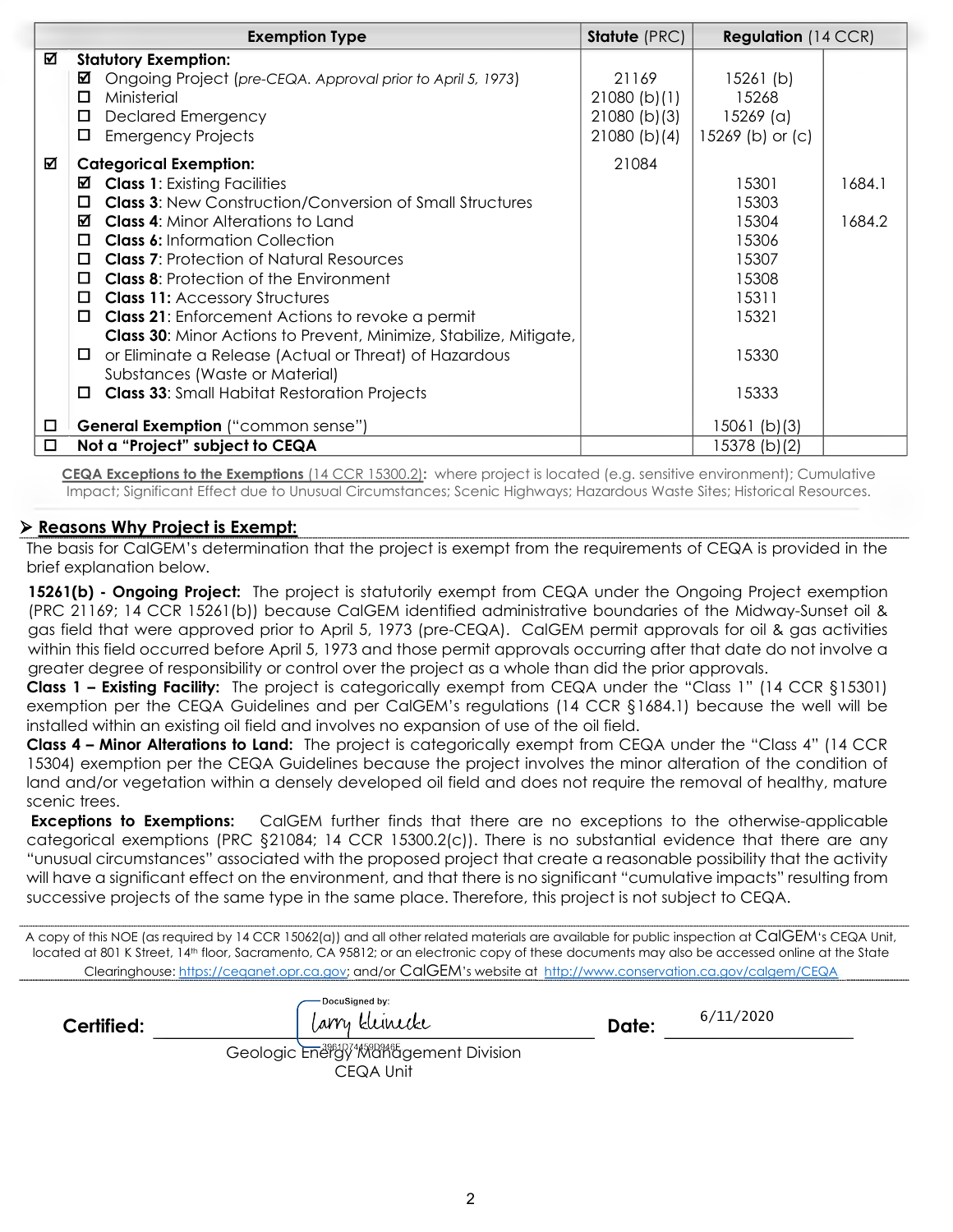| | Exemption Type | Statute (PRC) | Regulation (14 CCR) | |
|---|---|---|---|---|
| ☑ | **Statutory Exemption:** | | | |
| | ☑ Ongoing Project (*pre-CEQA. Approval prior to April 5, 1973*) | 21169 | 15261 (b) | |
| | ☐ Ministerial | 21080 (b)(1) | 15268 | |
| | ☐ Declared Emergency | 21080 (b)(3) | 15269 (a) | |
| | ☐ Emergency Projects | 21080 (b)(4) | 15269 (b) or (c) | |
| ☑ | **Categorical Exemption:** | 21084 | | |
| | ☑ **Class 1**: Existing Facilities | | 15301 | 1684.1 |
| | ☐ **Class 3**: New Construction/Conversion of Small Structures | | 15303 | |
| | ☑ **Class 4**: Minor Alterations to Land | | 15304 | 1684.2 |
| | ☐ **Class 6:** Information Collection | | 15306 | |
| | ☐ **Class 7**: Protection of Natural Resources | | 15307 | |
| | ☐ **Class 8**: Protection of the Environment | | 15308 | |
| | ☐ **Class 11:** Accessory Structures | | 15311 | |
| | ☐ **Class 21**: Enforcement Actions to revoke a permit | | 15321 | |
| | ☐ **Class 30**: Minor Actions to Prevent, Minimize, Stabilize, Mitigate, or Eliminate a Release (Actual or Threat) of Hazardous Substances (Waste or Material) | | 15330 | |
| | ☐ **Class 33**: Small Habitat Restoration Projects | | 15333 | |
| ☐ | **General Exemption** ("common sense") | | 15061 (b)(3) | |
| ☐ | **Not a "Project" subject to CEQA** | | 15378 (b)(2) | |

**CEQA Exceptions to the Exemptions** (14 CCR 15300.2)**:** where project is located (e.g. sensitive environment); Cumulative Impact; Significant Effect due to Unusual Circumstances; Scenic Highways; Hazardous Waste Sites; Historical Resources.

## ➢ Reasons Why Project is Exempt:

The basis for CalGEM's determination that the project is exempt from the requirements of CEQA is provided in the brief explanation below.

**15261(b) - Ongoing Project:** The project is statutorily exempt from CEQA under the Ongoing Project exemption (PRC 21169; 14 CCR 15261(b)) because CalGEM identified administrative boundaries of the Midway-Sunset oil & gas field that were approved prior to April 5, 1973 (pre-CEQA). CalGEM permit approvals for oil & gas activities within this field occurred before April 5, 1973 and those permit approvals occurring after that date do not involve a greater degree of responsibility or control over the project as a whole than did the prior approvals.

**Class 1 – Existing Facility:** The project is categorically exempt from CEQA under the "Class 1" (14 CCR §15301) exemption per the CEQA Guidelines and per CalGEM's regulations (14 CCR §1684.1) because the well will be installed within an existing oil field and involves no expansion of use of the oil field.

**Class 4 – Minor Alterations to Land:** The project is categorically exempt from CEQA under the "Class 4" (14 CCR 15304) exemption per the CEQA Guidelines because the project involves the minor alteration of the condition of land and/or vegetation within a densely developed oil field and does not require the removal of healthy, mature scenic trees.

**Exceptions to Exemptions:** CalGEM further finds that there are no exceptions to the otherwise-applicable categorical exemptions (PRC §21084; 14 CCR 15300.2(c)). There is no substantial evidence that there are any "unusual circumstances" associated with the proposed project that create a reasonable possibility that the activity will have a significant effect on the environment, and that there is no significant "cumulative impacts" resulting from successive projects of the same type in the same place. Therefore, this project is not subject to CEQA.

A copy of this NOE (as required by 14 CCR 15062(a)) and all other related materials are available for public inspection at CalGEM's CEQA Unit, located at 801 K Street, 14th floor, Sacramento, CA 95812; or an electronic copy of these documents may also be accessed online at the State Clearinghouse: https://ceqanet.opr.ca.gov; and/or CalGEM's website at http://www.conservation.ca.gov/calgem/CEQA

**Certified:** DocuSigned by: Larry Kleinecke 3961D74459D946E
Geologic Energy Management Division
CEQA Unit

**Date:** 6/11/2020